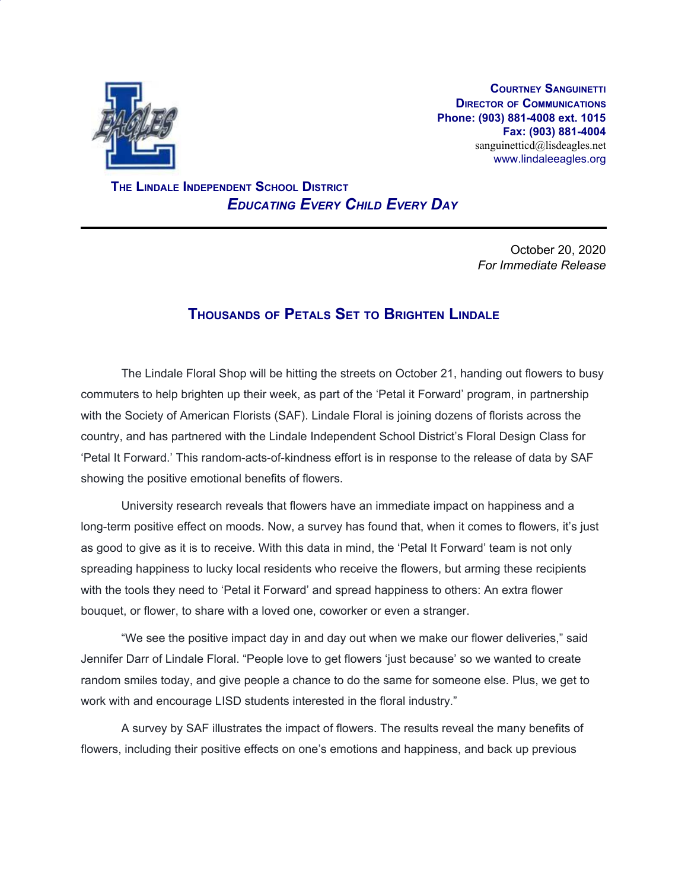**Courtney Sanguinetti**
**Director of Communications**
**Phone: (903) 881-4008 ext. 1015**
**Fax: (903) 881-4004**
sanguinetticd@lisdeagles.net
www.lindaleeagles.org

**The Lindale Independent School District**
***Educating Every Child Every Day***

---

October 20, 2020
*For Immediate Release*

## Thousands of Petals Set to Brighten Lindale

The Lindale Floral Shop will be hitting the streets on October 21, handing out flowers to busy commuters to help brighten up their week, as part of the 'Petal it Forward' program, in partnership with the Society of American Florists (SAF). Lindale Floral is joining dozens of florists across the country, and has partnered with the Lindale Independent School District's Floral Design Class for 'Petal It Forward.' This random-acts-of-kindness effort is in response to the release of data by SAF showing the positive emotional benefits of flowers.

University research reveals that flowers have an immediate impact on happiness and a long-term positive effect on moods. Now, a survey has found that, when it comes to flowers, it's just as good to give as it is to receive. With this data in mind, the 'Petal It Forward' team is not only spreading happiness to lucky local residents who receive the flowers, but arming these recipients with the tools they need to 'Petal it Forward' and spread happiness to others: An extra flower bouquet, or flower, to share with a loved one, coworker or even a stranger.

"We see the positive impact day in and day out when we make our flower deliveries," said Jennifer Darr of Lindale Floral. "People love to get flowers 'just because' so we wanted to create random smiles today, and give people a chance to do the same for someone else. Plus, we get to work with and encourage LISD students interested in the floral industry."

A survey by SAF illustrates the impact of flowers. The results reveal the many benefits of flowers, including their positive effects on one's emotions and happiness, and back up previous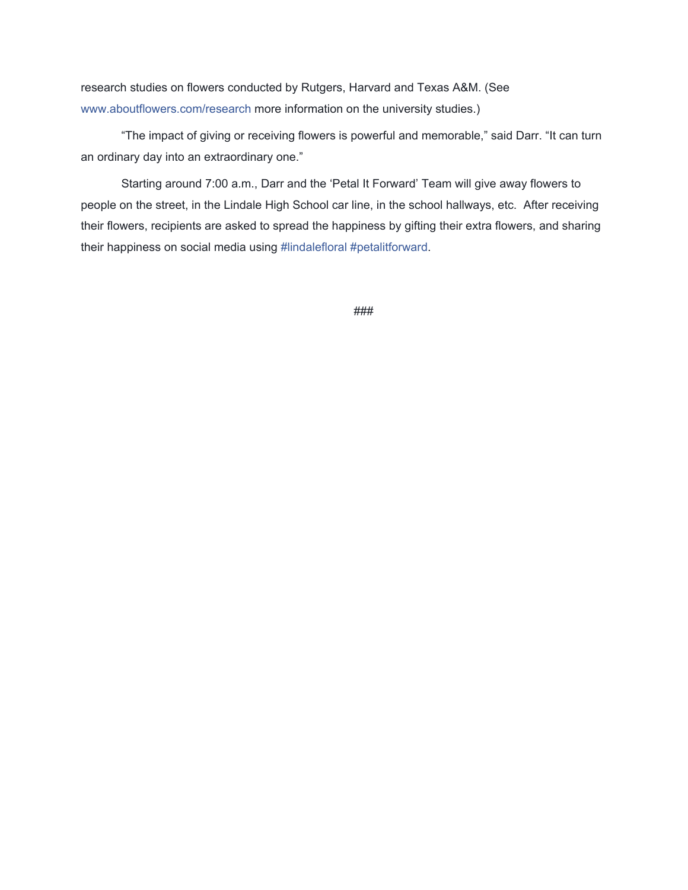research studies on flowers conducted by Rutgers, Harvard and Texas A&M. (See www.aboutflowers.com/research more information on the university studies.)

"The impact of giving or receiving flowers is powerful and memorable," said Darr. "It can turn an ordinary day into an extraordinary one."

Starting around 7:00 a.m., Darr and the 'Petal It Forward' Team will give away flowers to people on the street, in the Lindale High School car line, in the school hallways, etc. After receiving their flowers, recipients are asked to spread the happiness by gifting their extra flowers, and sharing their happiness on social media using #lindalefloral #petalitforward.

###